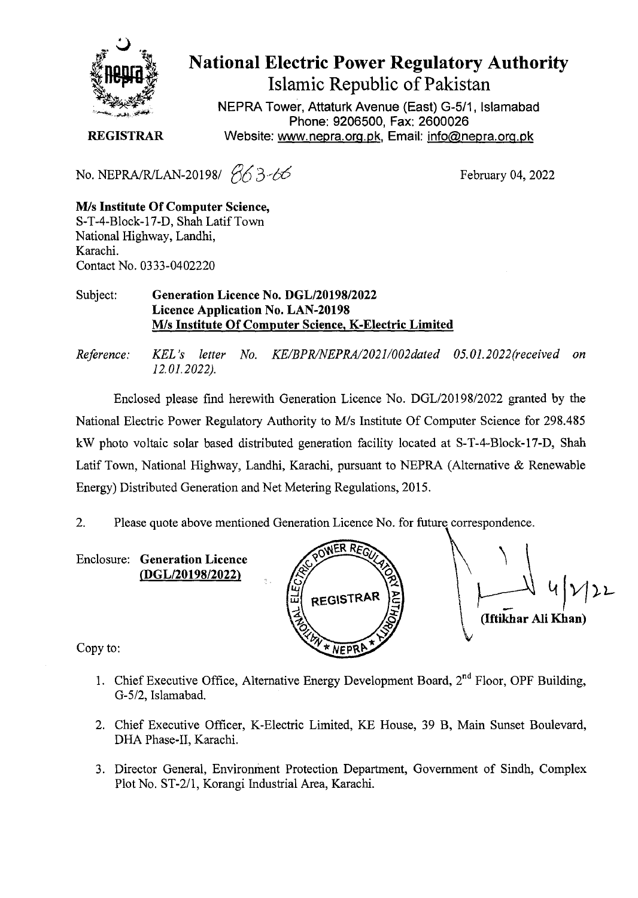# National Electric Power Regulatory Authority

## Islamic Republic of Pakistan

NEPRA Tower, Attaturk Avenue (East) G-5/1, Islamabad
Phone: 9206500, Fax: 2600026
Website: www.nepra.org.pk, Email: info@nepra.org.pk

**REGISTRAR**

No. NEPRA/R/LAN-20198/ 863-66

February 04, 2022

**M/s Institute Of Computer Science,**
S-T-4-Block-17-D, Shah Latif Town
National Highway, Landhi,
Karachi.
Contact No. 0333-0402220

Subject: **Generation Licence No. DGL/20198/2022**
**Licence Application No. LAN-20198**
**M/s Institute Of Computer Science, K-Electric Limited**

*Reference: KEL's letter No. KE/BPR/NEPRA/2021/002dated 05.01.2022(received on 12.01.2022).*

Enclosed please find herewith Generation Licence No. DGL/20198/2022 granted by the National Electric Power Regulatory Authority to M/s Institute Of Computer Science for 298.485 kW photo voltaic solar based distributed generation facility located at S-T-4-Block-17-D, Shah Latif Town, National Highway, Landhi, Karachi, pursuant to NEPRA (Alternative & Renewable Energy) Distributed Generation and Net Metering Regulations, 2015.

2. Please quote above mentioned Generation Licence No. for future correspondence.

Enclosure: **Generation Licence (DGL/20198/2022)**

4/2/22
**(Iftikhar Ali Khan)**

Copy to:

1. Chief Executive Office, Alternative Energy Development Board, 2nd Floor, OPF Building, G-5/2, Islamabad.
2. Chief Executive Officer, K-Electric Limited, KE House, 39 B, Main Sunset Boulevard, DHA Phase-II, Karachi.
3. Director General, Environment Protection Department, Government of Sindh, Complex Plot No. ST-2/1, Korangi Industrial Area, Karachi.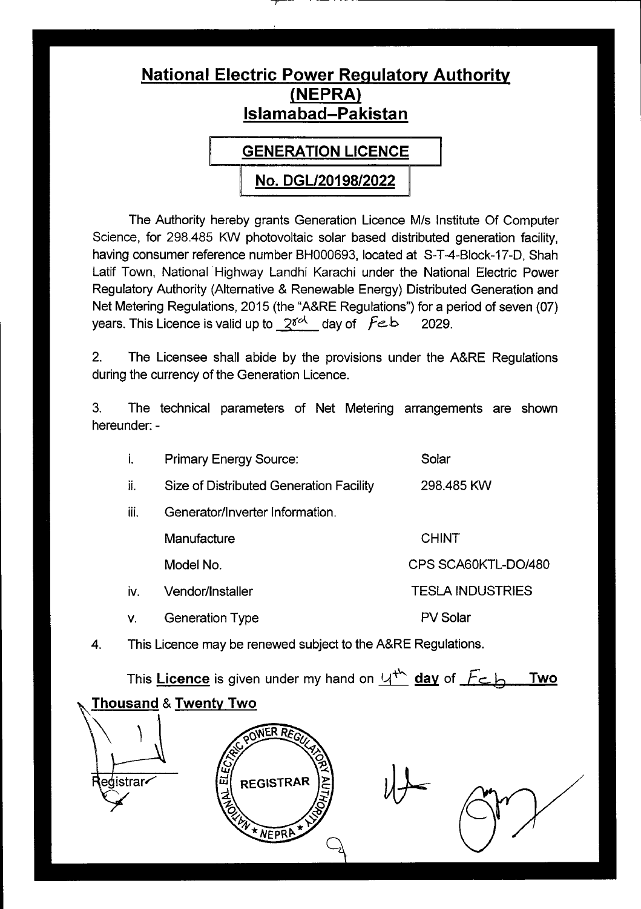# National Electric Power Regulatory Authority (NEPRA) Islamabad–Pakistan

## GENERATION LICENCE

## No. DGL/20198/2022

The Authority hereby grants Generation Licence M/s Institute Of Computer Science, for 298.485 KW photovoltaic solar based distributed generation facility, having consumer reference number BH000693, located at S-T-4-Block-17-D, Shah Latif Town, National Highway Landhi Karachi under the National Electric Power Regulatory Authority (Alternative & Renewable Energy) Distributed Generation and Net Metering Regulations, 2015 (the "A&RE Regulations") for a period of seven (07) years. This Licence is valid up to 3rd day of Feb 2029.

2. The Licensee shall abide by the provisions under the A&RE Regulations during the currency of the Generation Licence.

3. The technical parameters of Net Metering arrangements are shown hereunder: -

| | | |
|---|---|---|
| i. | Primary Energy Source: | Solar |
| ii. | Size of Distributed Generation Facility | 298.485 KW |
| iii. | Generator/Inverter Information. | |
| | Manufacture | CHINT |
| | Model No. | CPS SCA60KTL-DO/480 |
| iv. | Vendor/Installer | TESLA INDUSTRIES |
| v. | Generation Type | PV Solar |

4. This Licence may be renewed subject to the A&RE Regulations.

This **Licence** is given under my hand on 4th **day** of Feb **Two Thousand** & **Twenty Two**

Registrar

REGISTRAR
NATIONAL ELECTRIC POWER REGULATORY AUTHORITY
NEPRA